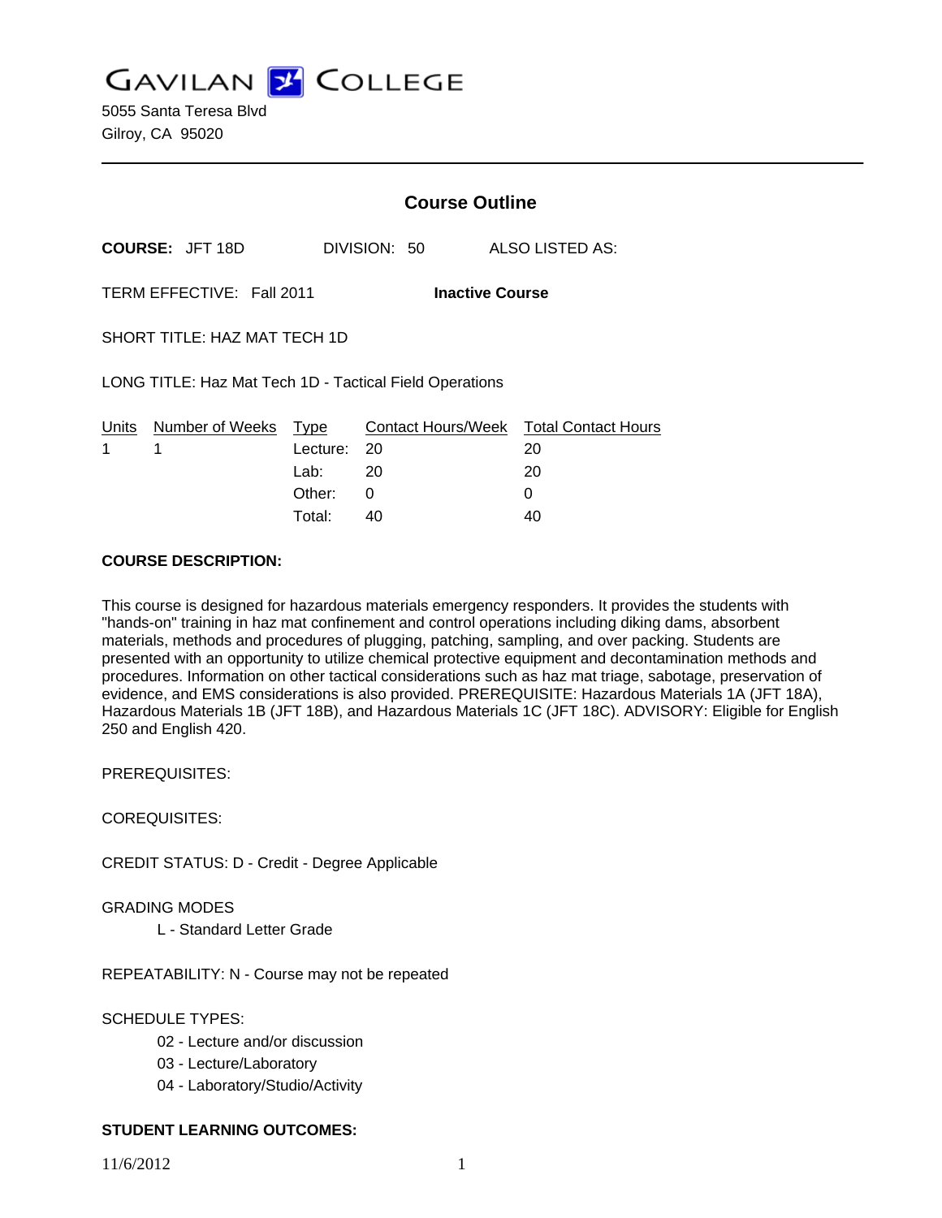# GAVILAN COLLEGE

5055 Santa Teresa Blvd
Gilroy, CA 95020

---

## Course Outline

**COURSE:** JFT 18D DIVISION: 50 ALSO LISTED AS:

TERM EFFECTIVE: Fall 2011 **Inactive Course**

SHORT TITLE: HAZ MAT TECH 1D

LONG TITLE: Haz Mat Tech 1D - Tactical Field Operations

| Units | Number of Weeks | Type | Contact Hours/Week | Total Contact Hours |
|---|---|---|---|---|
| 1 | 1 | Lecture: | 20 | 20 |
| | | Lab: | 20 | 20 |
| | | Other: | 0 | 0 |
| | | Total: | 40 | 40 |

**COURSE DESCRIPTION:**

This course is designed for hazardous materials emergency responders. It provides the students with "hands-on" training in haz mat confinement and control operations including diking dams, absorbent materials, methods and procedures of plugging, patching, sampling, and over packing. Students are presented with an opportunity to utilize chemical protective equipment and decontamination methods and procedures. Information on other tactical considerations such as haz mat triage, sabotage, preservation of evidence, and EMS considerations is also provided. PREREQUISITE: Hazardous Materials 1A (JFT 18A), Hazardous Materials 1B (JFT 18B), and Hazardous Materials 1C (JFT 18C). ADVISORY: Eligible for English 250 and English 420.

PREREQUISITES:

COREQUISITES:

CREDIT STATUS: D - Credit - Degree Applicable

GRADING MODES

L - Standard Letter Grade

REPEATABILITY: N - Course may not be repeated

SCHEDULE TYPES:

02 - Lecture and/or discussion
03 - Lecture/Laboratory
04 - Laboratory/Studio/Activity

**STUDENT LEARNING OUTCOMES:**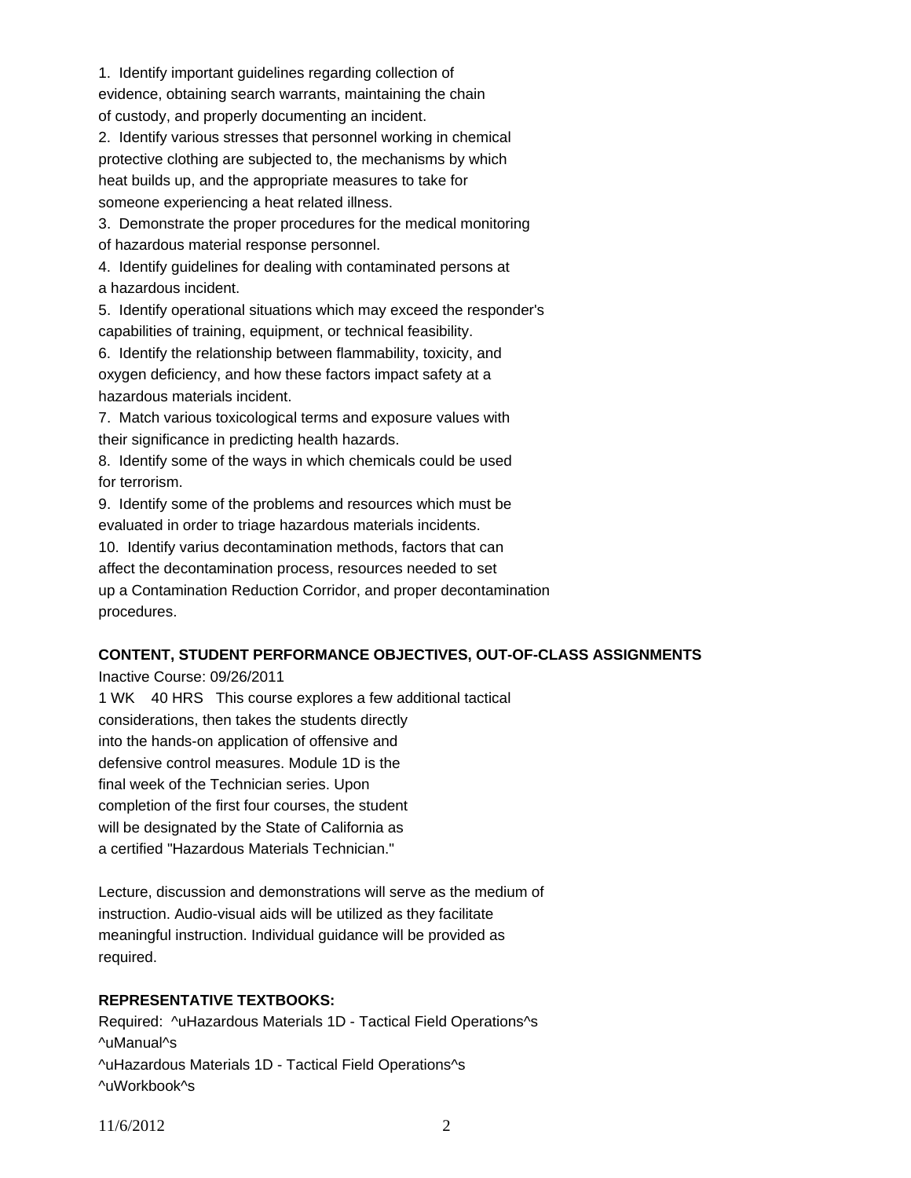1. Identify important guidelines regarding collection of evidence, obtaining search warrants, maintaining the chain of custody, and properly documenting an incident.
2. Identify various stresses that personnel working in chemical protective clothing are subjected to, the mechanisms by which heat builds up, and the appropriate measures to take for someone experiencing a heat related illness.
3. Demonstrate the proper procedures for the medical monitoring of hazardous material response personnel.
4. Identify guidelines for dealing with contaminated persons at a hazardous incident.
5. Identify operational situations which may exceed the responder's capabilities of training, equipment, or technical feasibility.
6. Identify the relationship between flammability, toxicity, and oxygen deficiency, and how these factors impact safety at a hazardous materials incident.
7. Match various toxicological terms and exposure values with their significance in predicting health hazards.
8. Identify some of the ways in which chemicals could be used for terrorism.
9. Identify some of the problems and resources which must be evaluated in order to triage hazardous materials incidents.
10. Identify varius decontamination methods, factors that can affect the decontamination process, resources needed to set up a Contamination Reduction Corridor, and proper decontamination procedures.

**CONTENT, STUDENT PERFORMANCE OBJECTIVES, OUT-OF-CLASS ASSIGNMENTS**

Inactive Course: 09/26/2011

1 WK 40 HRS This course explores a few additional tactical considerations, then takes the students directly into the hands-on application of offensive and defensive control measures. Module 1D is the final week of the Technician series. Upon completion of the first four courses, the student will be designated by the State of California as a certified "Hazardous Materials Technician."

Lecture, discussion and demonstrations will serve as the medium of instruction. Audio-visual aids will be utilized as they facilitate meaningful instruction. Individual guidance will be provided as required.

**REPRESENTATIVE TEXTBOOKS:**

Required: ^uHazardous Materials 1D - Tactical Field Operations^s ^uManual^s
^uHazardous Materials 1D - Tactical Field Operations^s ^uWorkbook^s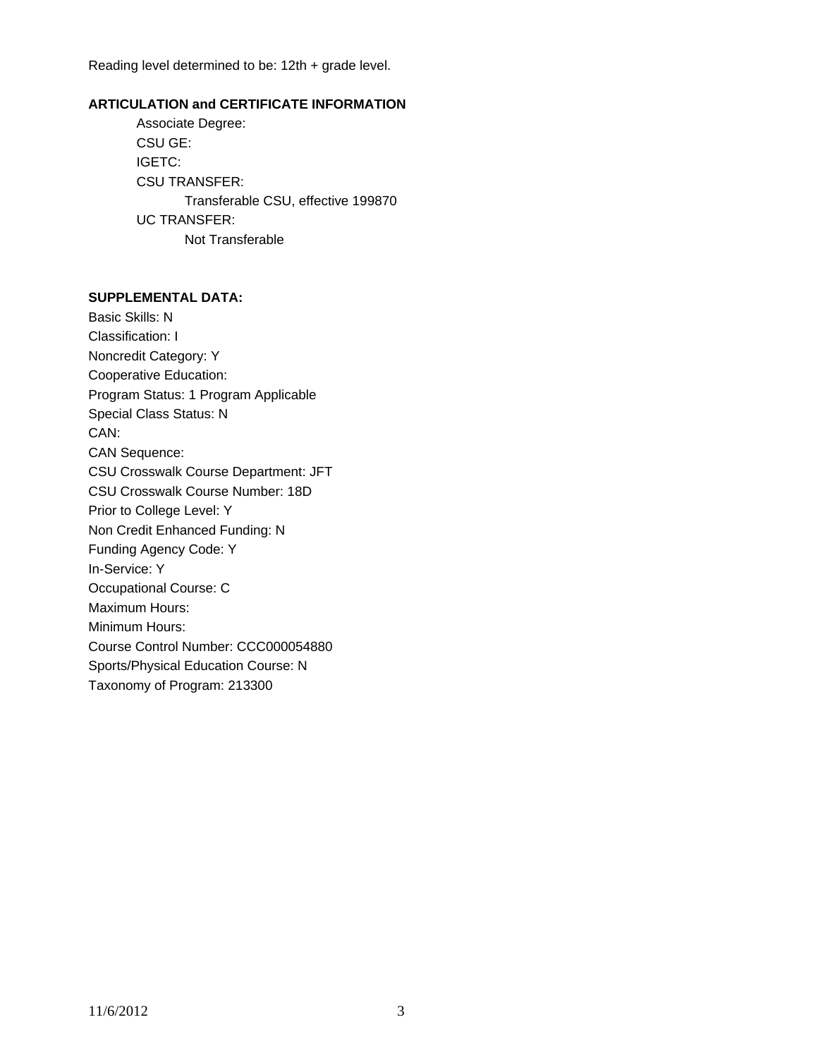Reading level determined to be: 12th + grade level.

**ARTICULATION and CERTIFICATE INFORMATION**

Associate Degree:
CSU GE:
IGETC:
CSU TRANSFER:
    Transferable CSU, effective 199870
UC TRANSFER:
    Not Transferable

**SUPPLEMENTAL DATA:**

Basic Skills: N
Classification: I
Noncredit Category: Y
Cooperative Education:
Program Status: 1 Program Applicable
Special Class Status: N
CAN:
CAN Sequence:
CSU Crosswalk Course Department: JFT
CSU Crosswalk Course Number: 18D
Prior to College Level: Y
Non Credit Enhanced Funding: N
Funding Agency Code: Y
In-Service: Y
Occupational Course: C
Maximum Hours:
Minimum Hours:
Course Control Number: CCC000054880
Sports/Physical Education Course: N
Taxonomy of Program: 213300